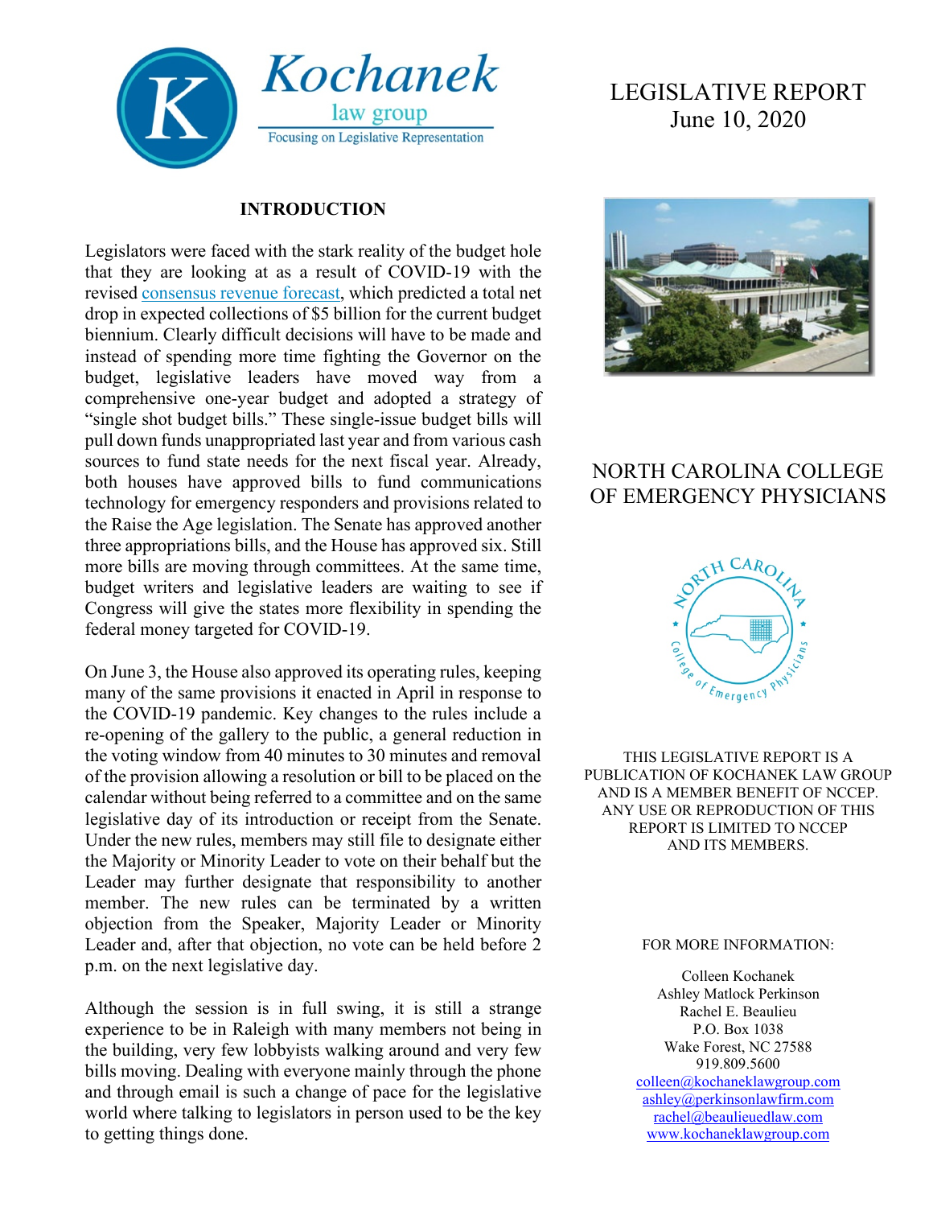# LEGISLATIVE REPORT
June 10, 2020

## NORTH CAROLINA COLLEGE OF EMERGENCY PHYSICIANS

THIS LEGISLATIVE REPORT IS A PUBLICATION OF KOCHANEK LAW GROUP AND IS A MEMBER BENEFIT OF NCCEP. ANY USE OR REPRODUCTION OF THIS REPORT IS LIMITED TO NCCEP AND ITS MEMBERS.

FOR MORE INFORMATION:

Colleen Kochanek
Ashley Matlock Perkinson
Rachel E. Beaulieu
P.O. Box 1038
Wake Forest, NC 27588
919.809.5600
colleen@kochaneklawgroup.com
ashley@perkinsonlawfirm.com
rachel@beaulieuedlaw.com
www.kochaneklawgroup.com

## INTRODUCTION

Legislators were faced with the stark reality of the budget hole that they are looking at as a result of COVID-19 with the revised consensus revenue forecast, which predicted a total net drop in expected collections of $5 billion for the current budget biennium. Clearly difficult decisions will have to be made and instead of spending more time fighting the Governor on the budget, legislative leaders have moved way from a comprehensive one-year budget and adopted a strategy of "single shot budget bills." These single-issue budget bills will pull down funds unappropriated last year and from various cash sources to fund state needs for the next fiscal year. Already, both houses have approved bills to fund communications technology for emergency responders and provisions related to the Raise the Age legislation. The Senate has approved another three appropriations bills, and the House has approved six. Still more bills are moving through committees. At the same time, budget writers and legislative leaders are waiting to see if Congress will give the states more flexibility in spending the federal money targeted for COVID-19.

On June 3, the House also approved its operating rules, keeping many of the same provisions it enacted in April in response to the COVID-19 pandemic. Key changes to the rules include a re-opening of the gallery to the public, a general reduction in the voting window from 40 minutes to 30 minutes and removal of the provision allowing a resolution or bill to be placed on the calendar without being referred to a committee and on the same legislative day of its introduction or receipt from the Senate. Under the new rules, members may still file to designate either the Majority or Minority Leader to vote on their behalf but the Leader may further designate that responsibility to another member. The new rules can be terminated by a written objection from the Speaker, Majority Leader or Minority Leader and, after that objection, no vote can be held before 2 p.m. on the next legislative day.

Although the session is in full swing, it is still a strange experience to be in Raleigh with many members not being in the building, very few lobbyists walking around and very few bills moving. Dealing with everyone mainly through the phone and through email is such a change of pace for the legislative world where talking to legislators in person used to be the key to getting things done.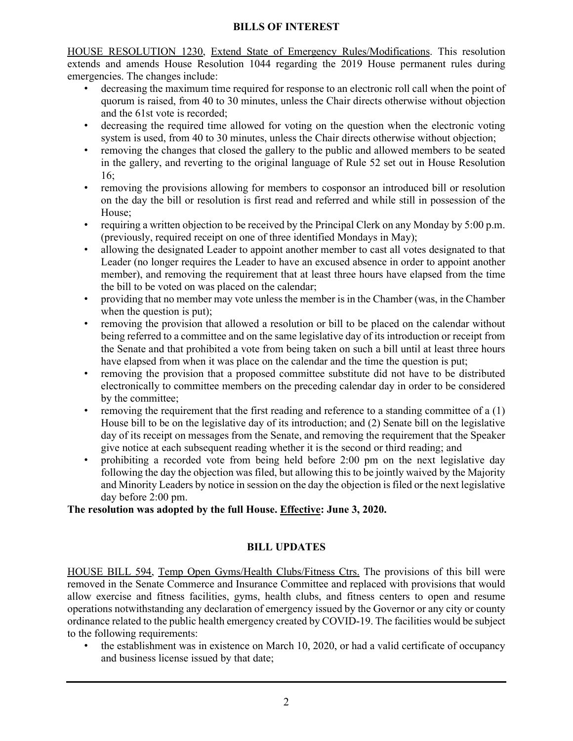## BILLS OF INTEREST

<u>HOUSE RESOLUTION 1230</u>, <u>Extend State of Emergency Rules/Modifications</u>. This resolution extends and amends House Resolution 1044 regarding the 2019 House permanent rules during emergencies. The changes include:

- decreasing the maximum time required for response to an electronic roll call when the point of quorum is raised, from 40 to 30 minutes, unless the Chair directs otherwise without objection and the 61st vote is recorded;
- decreasing the required time allowed for voting on the question when the electronic voting system is used, from 40 to 30 minutes, unless the Chair directs otherwise without objection;
- removing the changes that closed the gallery to the public and allowed members to be seated in the gallery, and reverting to the original language of Rule 52 set out in House Resolution 16;
- removing the provisions allowing for members to cosponsor an introduced bill or resolution on the day the bill or resolution is first read and referred and while still in possession of the House;
- requiring a written objection to be received by the Principal Clerk on any Monday by 5:00 p.m. (previously, required receipt on one of three identified Mondays in May);
- allowing the designated Leader to appoint another member to cast all votes designated to that Leader (no longer requires the Leader to have an excused absence in order to appoint another member), and removing the requirement that at least three hours have elapsed from the time the bill to be voted on was placed on the calendar;
- providing that no member may vote unless the member is in the Chamber (was, in the Chamber when the question is put);
- removing the provision that allowed a resolution or bill to be placed on the calendar without being referred to a committee and on the same legislative day of its introduction or receipt from the Senate and that prohibited a vote from being taken on such a bill until at least three hours have elapsed from when it was place on the calendar and the time the question is put;
- removing the provision that a proposed committee substitute did not have to be distributed electronically to committee members on the preceding calendar day in order to be considered by the committee;
- removing the requirement that the first reading and reference to a standing committee of a (1) House bill to be on the legislative day of its introduction; and (2) Senate bill on the legislative day of its receipt on messages from the Senate, and removing the requirement that the Speaker give notice at each subsequent reading whether it is the second or third reading; and
- prohibiting a recorded vote from being held before 2:00 pm on the next legislative day following the day the objection was filed, but allowing this to be jointly waived by the Majority and Minority Leaders by notice in session on the day the objection is filed or the next legislative day before 2:00 pm.

**The resolution was adopted by the full House. <u>Effective</u>: June 3, 2020.**

## BILL UPDATES

<u>HOUSE BILL 594</u>, <u>Temp Open Gyms/Health Clubs/Fitness Ctrs.</u> The provisions of this bill were removed in the Senate Commerce and Insurance Committee and replaced with provisions that would allow exercise and fitness facilities, gyms, health clubs, and fitness centers to open and resume operations notwithstanding any declaration of emergency issued by the Governor or any city or county ordinance related to the public health emergency created by COVID-19. The facilities would be subject to the following requirements:

- the establishment was in existence on March 10, 2020, or had a valid certificate of occupancy and business license issued by that date;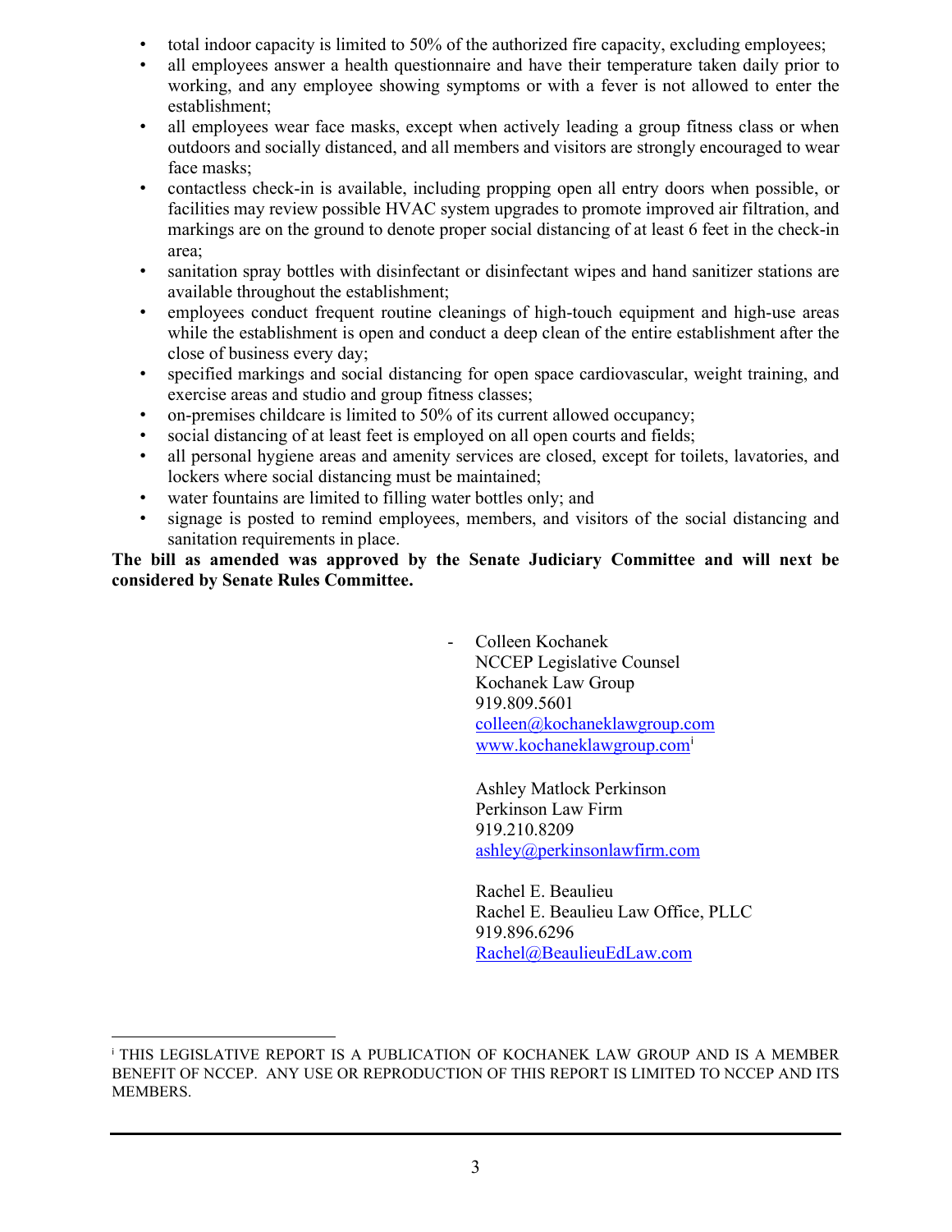- total indoor capacity is limited to 50% of the authorized fire capacity, excluding employees;
- all employees answer a health questionnaire and have their temperature taken daily prior to working, and any employee showing symptoms or with a fever is not allowed to enter the establishment;
- all employees wear face masks, except when actively leading a group fitness class or when outdoors and socially distanced, and all members and visitors are strongly encouraged to wear face masks;
- contactless check-in is available, including propping open all entry doors when possible, or facilities may review possible HVAC system upgrades to promote improved air filtration, and markings are on the ground to denote proper social distancing of at least 6 feet in the check-in area;
- sanitation spray bottles with disinfectant or disinfectant wipes and hand sanitizer stations are available throughout the establishment;
- employees conduct frequent routine cleanings of high-touch equipment and high-use areas while the establishment is open and conduct a deep clean of the entire establishment after the close of business every day;
- specified markings and social distancing for open space cardiovascular, weight training, and exercise areas and studio and group fitness classes;
- on-premises childcare is limited to 50% of its current allowed occupancy;
- social distancing of at least feet is employed on all open courts and fields;
- all personal hygiene areas and amenity services are closed, except for toilets, lavatories, and lockers where social distancing must be maintained;
- water fountains are limited to filling water bottles only; and
- signage is posted to remind employees, members, and visitors of the social distancing and sanitation requirements in place.

**The bill as amended was approved by the Senate Judiciary Committee and will next be considered by Senate Rules Committee.**

\- Colleen Kochanek
NCCEP Legislative Counsel
Kochanek Law Group
919.809.5601
colleen@kochaneklawgroup.com
www.kochaneklawgroup.com[i]

Ashley Matlock Perkinson
Perkinson Law Firm
919.210.8209
ashley@perkinsonlawfirm.com

Rachel E. Beaulieu
Rachel E. Beaulieu Law Office, PLLC
919.896.6296
Rachel@BeaulieuEdLaw.com

[i] THIS LEGISLATIVE REPORT IS A PUBLICATION OF KOCHANEK LAW GROUP AND IS A MEMBER BENEFIT OF NCCEP. ANY USE OR REPRODUCTION OF THIS REPORT IS LIMITED TO NCCEP AND ITS MEMBERS.